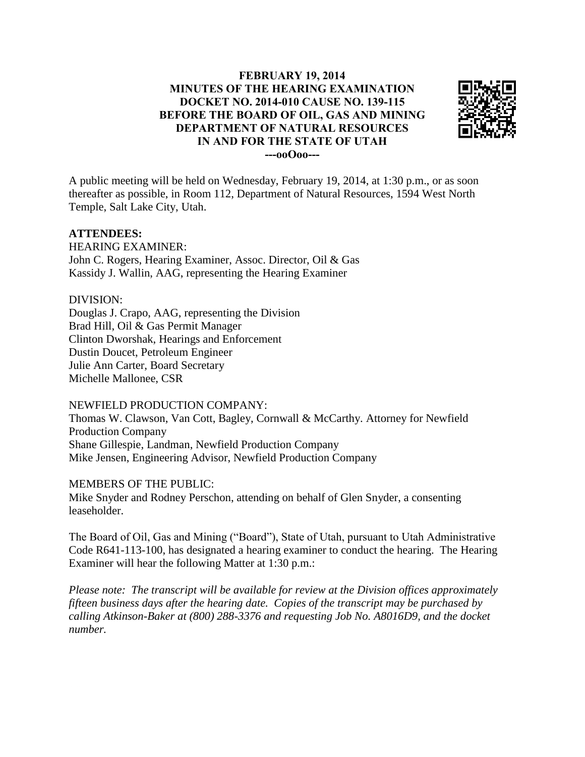**FEBRUARY 19, 2014**
**MINUTES OF THE HEARING EXAMINATION**
**DOCKET NO. 2014-010 CAUSE NO. 139-115**
**BEFORE THE BOARD OF OIL, GAS AND MINING**
**DEPARTMENT OF NATURAL RESOURCES**
**IN AND FOR THE STATE OF UTAH**
**---ooOoo---**

A public meeting will be held on Wednesday, February 19, 2014, at 1:30 p.m., or as soon thereafter as possible, in Room 112, Department of Natural Resources, 1594 West North Temple, Salt Lake City, Utah.

**ATTENDEES:**

HEARING EXAMINER:
John C. Rogers, Hearing Examiner, Assoc. Director, Oil & Gas
Kassidy J. Wallin, AAG, representing the Hearing Examiner

DIVISION:
Douglas J. Crapo, AAG, representing the Division
Brad Hill, Oil & Gas Permit Manager
Clinton Dworshak, Hearings and Enforcement
Dustin Doucet, Petroleum Engineer
Julie Ann Carter, Board Secretary
Michelle Mallonee, CSR

NEWFIELD PRODUCTION COMPANY:
Thomas W. Clawson, Van Cott, Bagley, Cornwall & McCarthy. Attorney for Newfield Production Company
Shane Gillespie, Landman, Newfield Production Company
Mike Jensen, Engineering Advisor, Newfield Production Company

MEMBERS OF THE PUBLIC:
Mike Snyder and Rodney Perschon, attending on behalf of Glen Snyder, a consenting leaseholder.

The Board of Oil, Gas and Mining ("Board"), State of Utah, pursuant to Utah Administrative Code R641-113-100, has designated a hearing examiner to conduct the hearing. The Hearing Examiner will hear the following Matter at 1:30 p.m.:

*Please note: The transcript will be available for review at the Division offices approximately fifteen business days after the hearing date. Copies of the transcript may be purchased by calling Atkinson-Baker at (800) 288-3376 and requesting Job No. A8016D9, and the docket number.*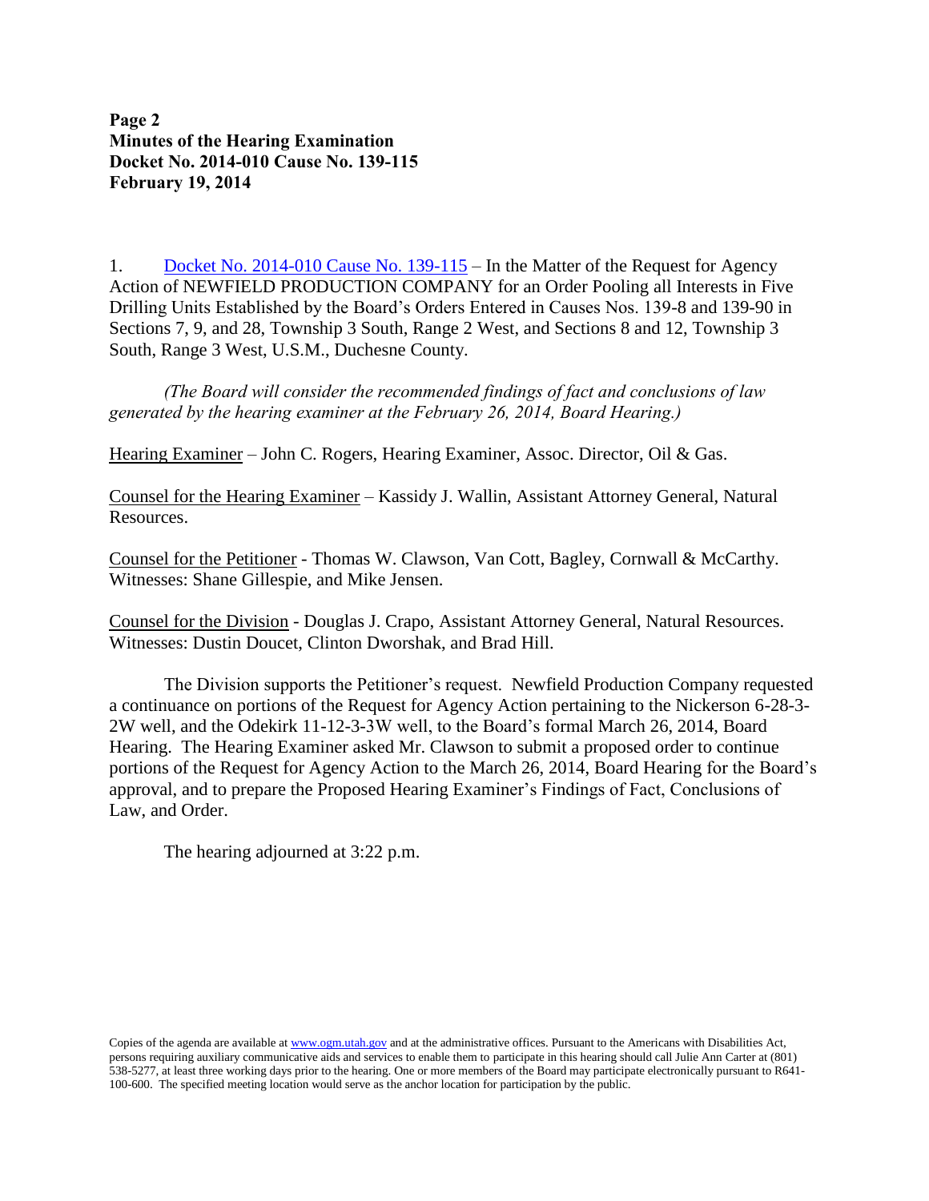1. [Docket No. 2014-010 Cause No. 139-115](#) – In the Matter of the Request for Agency Action of NEWFIELD PRODUCTION COMPANY for an Order Pooling all Interests in Five Drilling Units Established by the Board's Orders Entered in Causes Nos. 139-8 and 139-90 in Sections 7, 9, and 28, Township 3 South, Range 2 West, and Sections 8 and 12, Township 3 South, Range 3 West, U.S.M., Duchesne County.

*(The Board will consider the recommended findings of fact and conclusions of law generated by the hearing examiner at the February 26, 2014, Board Hearing.)*

Hearing Examiner – John C. Rogers, Hearing Examiner, Assoc. Director, Oil & Gas.

Counsel for the Hearing Examiner – Kassidy J. Wallin, Assistant Attorney General, Natural Resources.

Counsel for the Petitioner - Thomas W. Clawson, Van Cott, Bagley, Cornwall & McCarthy. Witnesses: Shane Gillespie, and Mike Jensen.

Counsel for the Division - Douglas J. Crapo, Assistant Attorney General, Natural Resources. Witnesses: Dustin Doucet, Clinton Dworshak, and Brad Hill.

The Division supports the Petitioner's request. Newfield Production Company requested a continuance on portions of the Request for Agency Action pertaining to the Nickerson 6-28-3-2W well, and the Odekirk 11-12-3-3W well, to the Board's formal March 26, 2014, Board Hearing. The Hearing Examiner asked Mr. Clawson to submit a proposed order to continue portions of the Request for Agency Action to the March 26, 2014, Board Hearing for the Board's approval, and to prepare the Proposed Hearing Examiner's Findings of Fact, Conclusions of Law, and Order.

The hearing adjourned at 3:22 p.m.

Copies of the agenda are available at www.ogm.utah.gov and at the administrative offices. Pursuant to the Americans with Disabilities Act, persons requiring auxiliary communicative aids and services to enable them to participate in this hearing should call Julie Ann Carter at (801) 538-5277, at least three working days prior to the hearing. One or more members of the Board may participate electronically pursuant to R641-100-600. The specified meeting location would serve as the anchor location for participation by the public.